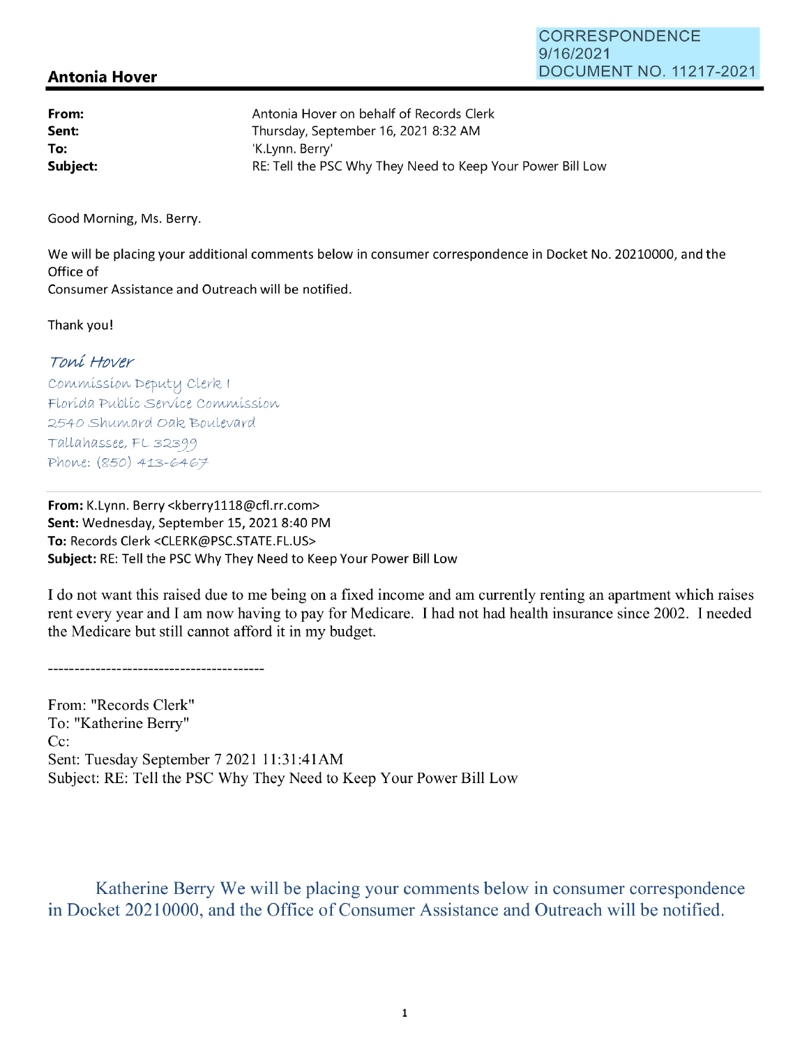CORRESPONDENCE
9/16/2021
DOCUMENT NO. 11217-2021

## Antonia Hover

| | |
|---|---|
| **From:** | Antonia Hover on behalf of Records Clerk |
| **Sent:** | Thursday, September 16, 2021 8:32 AM |
| **To:** | 'K.Lynn. Berry' |
| **Subject:** | RE: Tell the PSC Why They Need to Keep Your Power Bill Low |

Good Morning, Ms. Berry.

We will be placing your additional comments below in consumer correspondence in Docket No. 20210000, and the Office of
Consumer Assistance and Outreach will be notified.

Thank you!

*Toni Hover*
Commission Deputy Clerk I
Florida Public Service Commission
2540 Shumard Oak Boulevard
Tallahassee, FL 32399
Phone: (850) 413-6467

---

**From:** K.Lynn. Berry <kberry1118@cfl.rr.com>
**Sent:** Wednesday, September 15, 2021 8:40 PM
**To:** Records Clerk <CLERK@PSC.STATE.FL.US>
**Subject:** RE: Tell the PSC Why They Need to Keep Your Power Bill Low

I do not want this raised due to me being on a fixed income and am currently renting an apartment which raises rent every year and I am now having to pay for Medicare. I had not had health insurance since 2002. I needed the Medicare but still cannot afford it in my budget.

----------------------------------------

From: "Records Clerk"
To: "Katherine Berry"
Cc:
Sent: Tuesday September 7 2021 11:31:41AM
Subject: RE: Tell the PSC Why They Need to Keep Your Power Bill Low

Katherine Berry We will be placing your comments below in consumer correspondence in Docket 20210000, and the Office of Consumer Assistance and Outreach will be notified.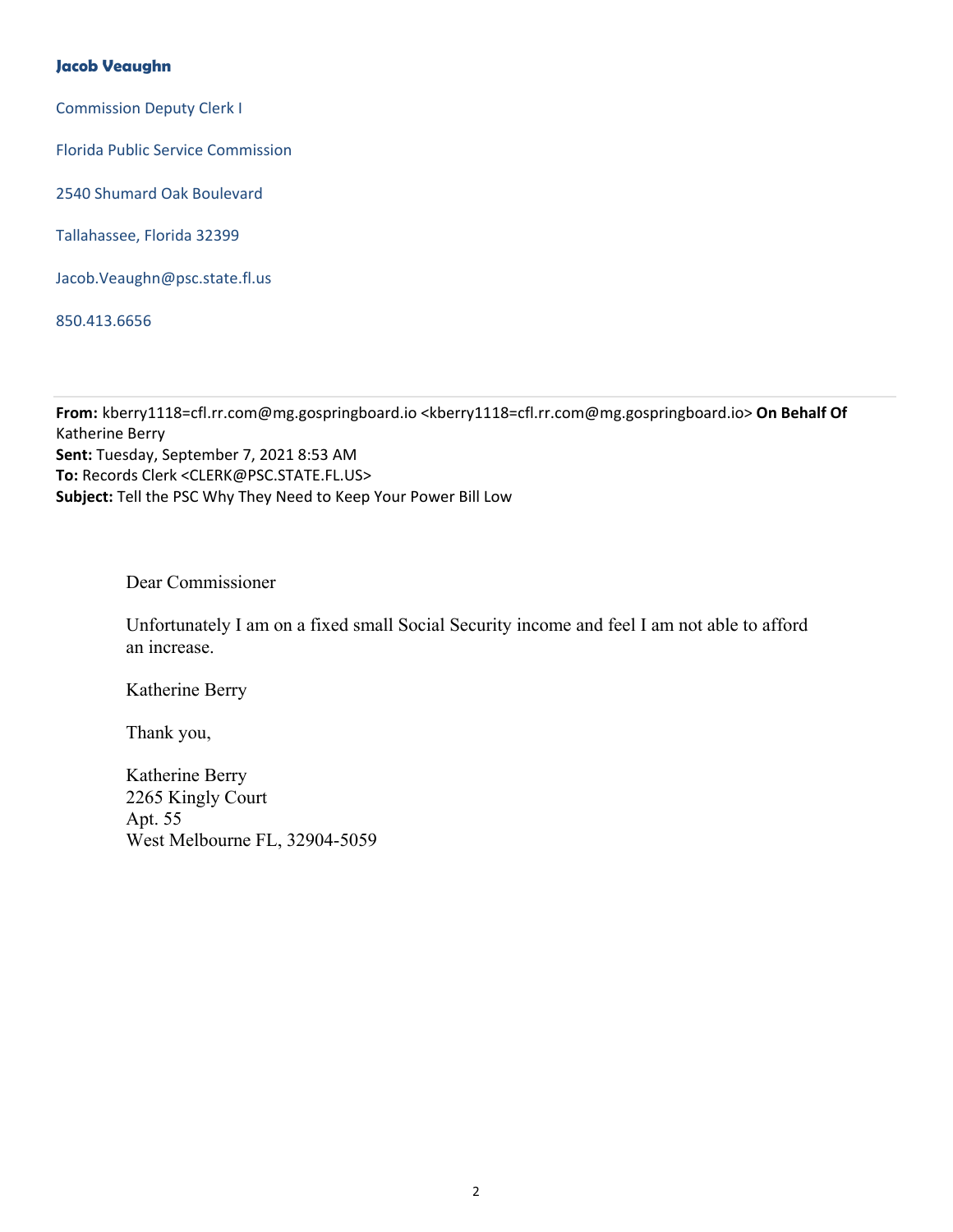**Jacob Veaughn**

Commission Deputy Clerk I

Florida Public Service Commission

2540 Shumard Oak Boulevard

Tallahassee, Florida 32399

Jacob.Veaughn@psc.state.fl.us

850.413.6656

---

**From:** kberry1118=cfl.rr.com@mg.gospringboard.io <kberry1118=cfl.rr.com@mg.gospringboard.io> **On Behalf Of** Katherine Berry
**Sent:** Tuesday, September 7, 2021 8:53 AM
**To:** Records Clerk <CLERK@PSC.STATE.FL.US>
**Subject:** Tell the PSC Why They Need to Keep Your Power Bill Low

Dear Commissioner

Unfortunately I am on a fixed small Social Security income and feel I am not able to afford an increase.

Katherine Berry

Thank you,

Katherine Berry
2265 Kingly Court
Apt. 55
West Melbourne FL, 32904-5059